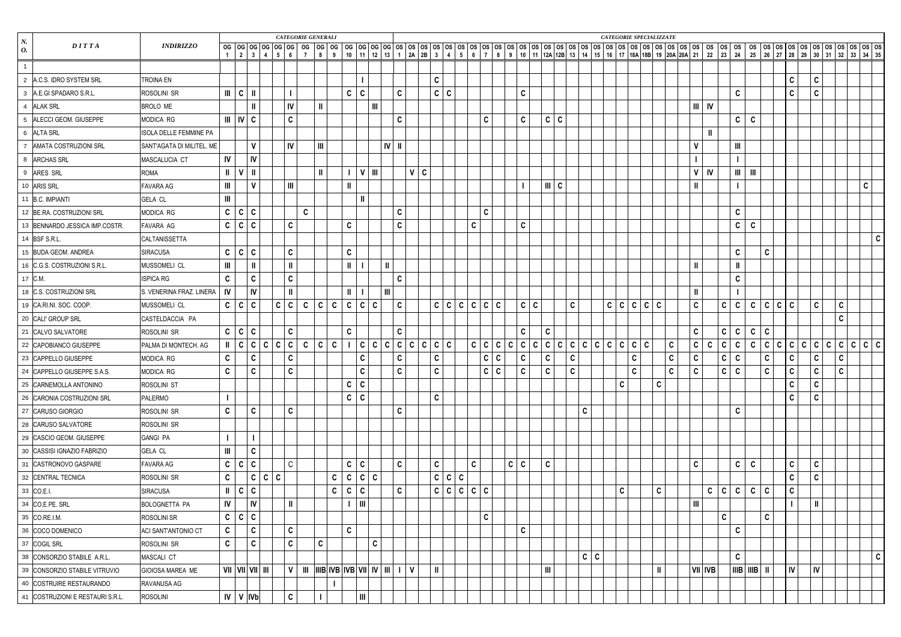| N. O. | DITTA | INDIRIZZO | CATEGORIE GENERALI | | | | | | | | | | | | | CATEGORIE SPECIALIZZATE | | | | | | | | | | | | | | | | | | | | | | | | | | | | | | | | | | | | | | |
|---|---|---|---|---|---|---|---|---|---|---|---|---|---|---|---|---|---|---|---|---|---|---|---|---|---|---|---|---|---|---|---|---|---|---|---|---|---|---|---|---|---|---|---|---|---|---|---|---|---|---|---|---|---|---|
| | | | OG 1 | OG 2 | OG 3 | OG 4 | OG 5 | OG 6 | OG 7 | OG 8 | OG 9 | OG 10 | OG 11 | OG 12 | OG 13 | OS 1 | OS 2A | OS 2B | OS 3 | OS 4 | OS 5 | OS 6 | OS 7 | OS 8 | OS 9 | OS 10 | OS 11 | OS 12A | OS 12B | OS 13 | OS 14 | OS 15 | OS 16 | OS 17 | OS 18A | OS 18B | OS 19 | OS 20A | OS 20A | OS 21 | OS 22 | OS 23 | OS 24 | OS 25 | OS 26 | OS 27 | OS 28 | OS 29 | OS 30 | OS 31 | OS 32 | OS 33 | OS 34 | OS 35 |
| 1 | | | | | | | | | | | | | | | | | | | | | | | | | | | | | | | | | | | | | | | | | | | | | | | | | | | | | | |
| 2 | A.C.S. IDRO SYSTEM SRL | TROINA EN | | | | | | | | | | | I | | | | | | C | | | | | | | | | | | | | | | | | | | | | | | | | | | | C | | C | | | | | |
| 3 | A.E.GI SPADARO S.R.L. | ROSOLINI SR | III | C | II | | | I | | | | C | C | | | C | | | C | C | | | | | | C | | | | | | | | | | | | | | | | | C | | | | C | | C | | | | | |
| 4 | ALAK SRL | BROLO ME | | | II | | | IV | | II | | | | III | | | | | | | | | | | | | | | | | | | | | | | | | | III | IV | | | | | | | | | | | | | |
| 5 | ALECCI GEOM. GIUSEPPE | MODICA RG | III | IV | C | | | C | | | | | | | | C | | | | | | | C | | | C | | C | C | | | | | | | | | | | | | | C | C | | | | | | | | | | |
| 6 | ALTA SRL | ISOLA DELLE FEMMINE PA | | | | | | | | | | | | | | | | | | | | | | | | | | | | | | | | | | | | | | | II | | | | | | | | | | | | | |
| 7 | AMATA COSTRUZIONI SRL | SANT'AGATA DI MILITEL. ME | | | V | | | IV | | III | | | | | IV | II | | | | | | | | | | | | | | | | | | | | | | | | V | | | III | | | | | | | | | | | |
| 8 | ARCHAS SRL | MASCALUCIA CT | IV | | IV | | | | | | | | | | | | | | | | | | | | | | | | | | | | | | | | | | | I | | | I | | | | | | | | | | | |
| 9 | ARES SRL | ROMA | II | V | II | | | | | II | | I | V | III | | | V | C | | | | | | | | | | | | | | | | | | | | | | V | IV | | III | III | | | | | | | | | | |
| 10 | ARIS SRL | FAVARA AG | III | | V | | | III | | | | II | | | | | | | | | | | | | | I | | III | C | | | | | | | | | | | II | | | I | | | | | | | | | | C | |
| 11 | B.C. IMPIANTI | GELA CL | III | | | | | | | | | | II | | | | | | | | | | | | | | | | | | | | | | | | | | | | | | | | | | | | | | | | | |
| 12 | BE.RA. COSTRUZIONI SRL | MODICA RG | C | C | C | | | | C | | | | | | | C | | | | | | | C | | | | | | | | | | | | | | | | | | | | C | | | | | | | | | | | |
| 13 | BENNARDO JESSICA IMP.COSTR. | FAVARA AG | C | C | C | | | C | | | | C | | | | C | | | | | | C | | | | C | | | | | | | | | | | | | | | | | C | C | | | | | | | | | | |
| 14 | BSF S.R.L. | CALTANISSETTA | | | | | | | | | | | | | | | | | | | | | | | | | | | | | | | | | | | | | | | | | | | | | | | | | | | | C |
| 15 | BUDA GEOM. ANDREA | SIRACUSA | C | C | C | | | C | | | | C | | | | | | | | | | | | | | | | | | | | | | | | | | | | | | | C | | C | | | | | | | | | |
| 16 | C.G.S. COSTRUZIONI S.R.L. | MUSSOMELI CL | III | | II | | | II | | | | II | I | | II | | | | | | | | | | | | | | | | | | | | | | | | | II | | | II | | | | | | | | | | | |
| 17 | C.M. | ISPICA RG | C | | C | | | C | | | | | | | | C | | | | | | | | | | | | | | | | | | | | | | | | | | | C | | | | | | | | | | | |
| 18 | C.S. COSTRUZIONI SRL | S. VENERINA FRAZ. LINERA | IV | | IV | | | II | | | | II | I | | III | | | | | | | | | | | | | | | | | | | | | | | | | II | | | I | | | | | | | | | | | |
| 19 | CA.RI.NI. SOC. COOP. | MUSSOMELI CL | C | C | C | | C | C | C | C | C | C | C | C | | C | | | C | C | C | C | C | C | | C | C | | | C | | | C | C | C | C | C | | | C | | C | C | C | C | C | C | | C | | C | | | |
| 20 | CALI' GROUP SRL | CASTELDACCIA PA | | | | | | | | | | | | | | | | | | | | | | | | | | | | | | | | | | | | | | | | | | | | | | | | | C | | | |
| 21 | CALVO SALVATORE | ROSOLINI SR | C | C | C | | | C | | | | C | | | | C | | | | | | | | | | C | | C | | | | | | | | | | | | C | | C | C | C | C | | | | | | | | | |
| 22 | CAPOBIANCO GIUSEPPE | PALMA DI MONTECH. AG | II | C | C | C | C | C | C | C | C | I | C | C | C | C | C | C | C | C | | C | C | C | C | C | C | C | C | C | C | C | C | C | C | C | | C | | C | C | C | C | C | C | C | C | C | C | C | C | C | C | C |
| 23 | CAPPELLO GIUSEPPE | MODICA RG | C | | C | | | C | | | | | C | | | C | | | C | | | | C | C | | C | | C | | C | | | | | C | | | C | | C | | C | C | | C | | C | | C | | C | | | |
| 24 | CAPPELLO GIUSEPPE S.A.S. | MODICA RG | C | | C | | | C | | | | | C | | | C | | | C | | | | C | C | | C | | C | | C | | | | | C | | | C | | C | | C | C | | C | | C | | C | | C | | | |
| 25 | CARNEMOLLA ANTONINO | ROSOLINI ST | | | | | | | | | | C | C | | | | | | | | | | | | | | | | | | | | | C | | | C | | | | | | | | | | C | | C | | | | | |
| 26 | CARONIA COSTRUZIONI SRL | PALERMO | I | | | | | | | | | C | C | | | | | | C | | | | | | | | | | | | | | | | | | | | | | | | | | | | C | | C | | | | | |
| 27 | CARUSO GIORGIO | ROSOLINI SR | C | | C | | | C | | | | | | | | C | | | | | | | | | | | | | | | C | | | | | | | | | | | | C | | | | | | | | | | | |
| 28 | CARUSO SALVATORE | ROSOLINI SR | | | | | | | | | | | | | | | | | | | | | | | | | | | | | | | | | | | | | | | | | | | | | | | | | | | | |
| 29 | CASCIO GEOM. GIUSEPPE | GANGI PA | I | | I | | | | | | | | | | | | | | | | | | | | | | | | | | | | | | | | | | | | | | | | | | | | | | | | | |
| 30 | CASSISI IGNAZIO FABRIZIO | GELA CL | III | | C | | | | | | | | | | | | | | | | | | | | | | | | | | | | | | | | | | | | | | | | | | | | | | | | | |
| 31 | CASTRONOVO GASPARE | FAVARA AG | C | C | C | | | C | | | | C | C | | | C | | | C | | | C | | | C | C | | C | | | | | | | | | | | | C | | | C | C | | | C | | C | | | | | |
| 32 | CENTRAL TECNICA | ROSOLINI SR | C | | C | C | C | | | | C | C | C | C | | | | | C | C | C | | | | | | | | | | | | | | | | | | | | | | | | | | C | | C | | | | | |
| 33 | CO.E.I. | SIRACUSA | II | C | C | | | | | | C | C | C | | | C | | | C | C | C | C | C | | | | | | | | | | | C | | | C | | | | C | C | C | C | C | | C | | | | | | | |
| 34 | CO.E.PE. SRL | BOLOGNETTA PA | IV | | IV | | | II | | | | I | III | | | | | | | | | | | | | | | | | | | | | | | | | | | III | | | | | | | I | | II | | | | | |
| 35 | CO.RE.I.M. | ROSOLINI SR | C | C | C | | | | | | | | | | | | | | | | | | C | | | | | | | | | | | | | | | | | | | C | | | C | | | | | | | | | |
| 36 | COCO DOMENICO | ACI SANT'ANTONIO CT | C | | C | | | C | | | | C | | | | | | | | | | | | | | C | | | | | | | | | | | | | | | | | C | | | | | | | | | | | |
| 37 | COGIL SRL | ROSOLINI SR | C | | C | | | C | | C | | | | C | | | | | | | | | | | | | | | | | | | | | | | | | | | | | | | | | | | | | | | | |
| 38 | CONSORZIO STABILE A.R.L. | MASCALI CT | | | | | | | | | | | | | | | | | | | | | | | | | | | | | C | C | | | | | | | | | | | C | | | | | | | | | | | C |
| 39 | CONSORZIO STABILE VITRUVIO | GIOIOSA MAREA ME | VII | VII | VII | III | | V | III | IIIB | IVB | IVB | VII | IV | III | I | V | | II | | | | | | | | | III | | | | | | | | | | II | | VII | IVB | | IIIB | IIIB | II | | IV | | IV | | | | | |
| 40 | COSTRUIRE RESTAURANDO | RAVANUSA AG | | | | | | | | | I | | | | | | | | | | | | | | | | | | | | | | | | | | | | | | | | | | | | | | | | | | | |
| 41 | COSTRUZIONI E RESTAURI S.R.L. | ROSOLINI | IV | V | IVb | | | C | | I | | | III | | | | | | | | | | | | | | | | | | | | | | | | | | | | | | | | | | | | | | | | | |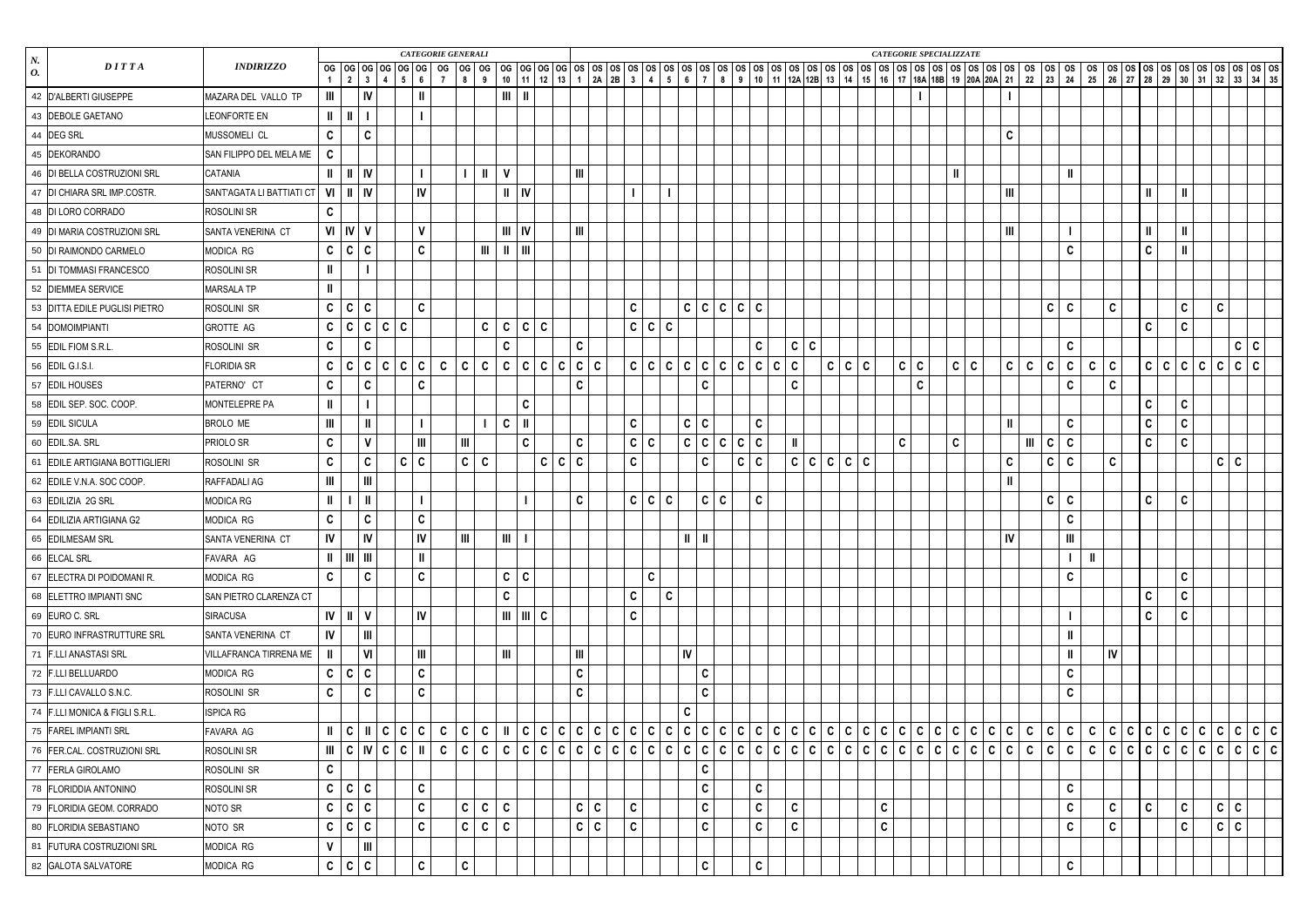| N. O. | DITTA | INDIRIZZO | CATEGORIE GENERALI | | | | | | | | | | | | | CATEGORIE SPECIALIZZATE | | | | | | | | | | | | | | | | | | | | | | | | | | | | | | | | | | | | | | |
|---|---|---|---|---|---|---|---|---|---|---|---|---|---|---|---|---|---|---|---|---|---|---|---|---|---|---|---|---|---|---|---|---|---|---|---|---|---|---|---|---|---|---|---|---|---|---|---|---|---|---|---|---|---|---|
| | | | OG 1 | OG 2 | OG 3 | OG 4 | OG 5 | OG 6 | OG 7 | OG 8 | OG 9 | OG 10 | OG 11 | OG 12 | OG 13 | OS 1 | OS 2A | OS 2B | OS 3 | OS 4 | OS 5 | OS 6 | OS 7 | OS 8 | OS 9 | OS 10 | OS 11 | OS 12A | OS 12B | OS 13 | OS 14 | OS 15 | OS 16 | OS 17 | OS 18A | OS 18B | OS 19 | OS 20A | OS 20A | OS 21 | OS 22 | OS 23 | OS 24 | OS 25 | OS 26 | OS 27 | OS 28 | OS 29 | OS 30 | OS 31 | OS 32 | OS 33 | OS 34 | OS 35 |
| 42 | D'ALBERTI GIUSEPPE | MAZARA DEL VALLO TP | III | | IV | | | II | | | | III | II | | | | | | | | | | | | | | | | | | | | | | I | | | | | I | | | | | | | | | | | | | | |
| 43 | DEBOLE GAETANO | LEONFORTE EN | II | II | I | | | I | | | | | | | | | | | | | | | | | | | | | | | | | | | | | | | | | | | | | | | | | | | | | | |
| 44 | DEG SRL | MUSSOMELI CL | C | | C | | | | | | | | | | | | | | | | | | | | | | | | | | | | | | | | | | | C | | | | | | | | | | | | | | |
| 45 | DEKORANDO | SAN FILIPPO DEL MELA ME | C | | | | | | | | | | | | | | | | | | | | | | | | | | | | | | | | | | | | | | | | | | | | | | | | | | | |
| 46 | DI BELLA COSTRUZIONI SRL | CATANIA | II | II | IV | | | I | | I | II | V | | | | III | | | | | | | | | | | | | | | | | | | | | II | | | | | | II | | | | | | | | | | | |
| 47 | DI CHIARA SRL IMP.COSTR. | SANT'AGATA LI BATTIATI CT | VI | II | IV | | | IV | | | | II | IV | | | | | | I | | I | | | | | | | | | | | | | | | | | | | III | | | | | | | II | | II | | | | | |
| 48 | DI LORO CORRADO | ROSOLINI SR | C | | | | | | | | | | | | | | | | | | | | | | | | | | | | | | | | | | | | | | | | | | | | | | | | | | | |
| 49 | DI MARIA COSTRUZIONI SRL | SANTA VENERINA CT | VI | IV | V | | | V | | | | III | IV | | | III | | | | | | | | | | | | | | | | | | | | | | | | III | | | I | | | | II | | II | | | | | |
| 50 | DI RAIMONDO CARMELO | MODICA RG | C | C | C | | | C | | | III | II | III | | | | | | | | | | | | | | | | | | | | | | | | | | | | | | C | | | | C | | II | | | | | |
| 51 | DI TOMMASI FRANCESCO | ROSOLINI SR | II | | I | | | | | | | | | | | | | | | | | | | | | | | | | | | | | | | | | | | | | | | | | | | | | | | | | |
| 52 | DIEMMEA SERVICE | MARSALA TP | II | | | | | | | | | | | | | | | | | | | | | | | | | | | | | | | | | | | | | | | | | | | | | | | | | | | |
| 53 | DITTA EDILE PUGLISI PIETRO | ROSOLINI SR | C | C | C | | | C | | | | | | | | | | | C | | | C | C | C | C | C | | | | | | | | | | | | | | | | C | C | | C | | | | C | | C | | | |
| 54 | DOMOIMPIANTI | GROTTE AG | C | C | C | C | C | | | | C | C | C | C | | | | | C | C | C | | | | | | | | | | | | | | | | | | | | | | | | | | C | | C | | | | | |
| 55 | EDIL FIOM S.R.L. | ROSOLINI SR | C | | C | | | | | | | C | | | | C | | | | | | | | | | C | | C | C | | | | | | | | | | | | | | C | | | | | | | | | C | C | |
| 56 | EDIL G.I.S.I. | FLORIDIA SR | C | C | C | C | C | C | C | C | C | C | C | C | C | C | C | | C | C | C | C | C | C | C | C | C | C | | C | C | C | | C | C | | C | C | | C | C | C | C | C | C | | C | C | C | C | C | C | C | |
| 57 | EDIL HOUSES | PATERNO' CT | C | | C | | | C | | | | | | | | C | | | | | | | C | | | | | C | | | | | | | C | | | | | | | | C | | C | | | | | | | | | |
| 58 | EDIL SEP. SOC. COOP. | MONTELEPRE PA | II | | I | | | | | | | | C | | | | | | | | | | | | | | | | | | | | | | | | | | | | | | | | | | C | | C | | | | | |
| 59 | EDIL SICULA | BROLO ME | III | | II | | | I | | | I | C | II | | | | | | C | | | C | C | | | C | | | | | | | | | | | | | | II | | | C | | | | C | | C | | | | | |
| 60 | EDIL.SA. SRL | PRIOLO SR | C | | V | | | III | | III | | | C | | | C | | | C | C | | C | C | C | C | C | | II | | | | | | C | | | C | | | | III | C | C | | | | C | | C | | | | | |
| 61 | EDILE ARTIGIANA BOTTIGLIERI | ROSOLINI SR | C | | C | | C | C | | C | C | | | C | C | C | | | C | | | | C | | C | C | | C | C | C | C | C | | | | | | | | C | | C | C | | C | | | | | | C | C | | |
| 62 | EDILE V.N.A. SOC COOP. | RAFFADALI AG | III | | III | | | | | | | | | | | | | | | | | | | | | | | | | | | | | | | | | | | II | | | | | | | | | | | | | | |
| 63 | EDILIZIA 2G SRL | MODICA RG | II | I | II | | | I | | | | | I | | | C | | | C | C | C | | C | C | | C | | | | | | | | | | | | | | | | C | C | | | | C | | C | | | | | |
| 64 | EDILIZIA ARTIGIANA G2 | MODICA RG | C | | C | | | C | | | | | | | | | | | | | | | | | | | | | | | | | | | | | | | | | | | C | | | | | | | | | | | |
| 65 | EDILMESAM SRL | SANTA VENERINA CT | IV | | IV | | | IV | | III | | III | I | | | | | | | | | II | II | | | | | | | | | | | | | | | | | IV | | | III | | | | | | | | | | | |
| 66 | ELCAL SRL | FAVARA AG | II | III | III | | | II | | | | | | | | | | | | | | | | | | | | | | | | | | | | | | | | | | | I | II | | | | | | | | | | |
| 67 | ELECTRA DI POIDOMANI R. | MODICA RG | C | | C | | | C | | | | C | C | | | | | | | C | | | | | | | | | | | | | | | | | | | | | | | C | | | | | | C | | | | | |
| 68 | ELETTRO IMPIANTI SNC | SAN PIETRO CLARENZA CT | | | | | | | | | | C | | | | | | | C | | C | | | | | | | | | | | | | | | | | | | | | | | | | | C | | C | | | | | |
| 69 | EURO C. SRL | SIRACUSA | IV | II | V | | | IV | | | | III | III | C | | | | | C | | | | | | | | | | | | | | | | | | | | | | | | I | | | | C | | C | | | | | |
| 70 | EURO INFRASTRUTTURE SRL | SANTA VENERINA CT | IV | | III | | | | | | | | | | | | | | | | | | | | | | | | | | | | | | | | | | | | | | II | | | | | | | | | | | |
| 71 | F.LLI ANASTASI SRL | VILLAFRANCA TIRRENA ME | II | | VI | | | III | | | | III | | | | III | | | | | | IV | | | | | | | | | | | | | | | | | | | | | II | | IV | | | | | | | | | |
| 72 | F.LLI BELLUARDO | MODICA RG | C | C | C | | | C | | | | | | | | C | | | | | | | C | | | | | | | | | | | | | | | | | | | | C | | | | | | | | | | | |
| 73 | F.LLI CAVALLO S.N.C. | ROSOLINI SR | C | | C | | | C | | | | | | | | C | | | | | | | C | | | | | | | | | | | | | | | | | | | | C | | | | | | | | | | | |
| 74 | F.LLI MONICA & FIGLI S.R.L. | ISPICA RG | | | | | | | | | | | | | | | | | | | | C | | | | | | | | | | | | | | | | | | | | | | | | | | | | | | | | |
| 75 | FAREL IMPIANTI SRL | FAVARA AG | II | C | II | C | C | C | C | C | C | II | C | C | C | C | C | C | C | C | C | C | C | C | C | C | C | C | C | C | C | C | C | C | C | C | C | C | C | C | C | C | C | C | C | C | C | C | C | C | C | C | C | C |
| 76 | FER.CAL. COSTRUZIONI SRL | ROSOLINI SR | III | C | IV | C | C | II | C | C | C | C | C | C | C | C | C | C | C | C | C | C | C | C | C | C | C | C | C | C | C | C | C | C | C | C | C | C | C | C | C | C | C | C | C | C | C | C | C | C | C | C | C | C |
| 77 | FERLA GIROLAMO | ROSOLINI SR | C | | | | | | | | | | | | | | | | | | | | C | | | | | | | | | | | | | | | | | | | | | | | | | | | | | | | |
| 78 | FLORIDDIA ANTONINO | ROSOLINI SR | C | C | C | | | C | | | | | | | | | | | | | | | C | | | C | | | | | | | | | | | | | | | | | C | | | | | | | | | | | |
| 79 | FLORIDIA GEOM. CORRADO | NOTO SR | C | C | C | | | C | | C | C | C | | | | C | C | | C | | | | C | | | C | | C | | | | | C | | | | | | | | | | C | | C | | C | | C | | C | C | | |
| 80 | FLORIDIA SEBASTIANO | NOTO SR | C | C | C | | | C | | C | C | C | | | | C | C | | C | | | | C | | | C | | C | | | | | C | | | | | | | | | | C | | C | | | | C | | C | C | | |
| 81 | FUTURA COSTRUZIONI SRL | MODICA RG | V | | III | | | | | | | | | | | | | | | | | | | | | | | | | | | | | | | | | | | | | | | | | | | | | | | | | |
| 82 | GALOTA SALVATORE | MODICA RG | C | C | C | | | C | | C | | | | | | | | | | | | | C | | | C | | | | | | | | | | | | | | | | | C | | | | | | | | | | | |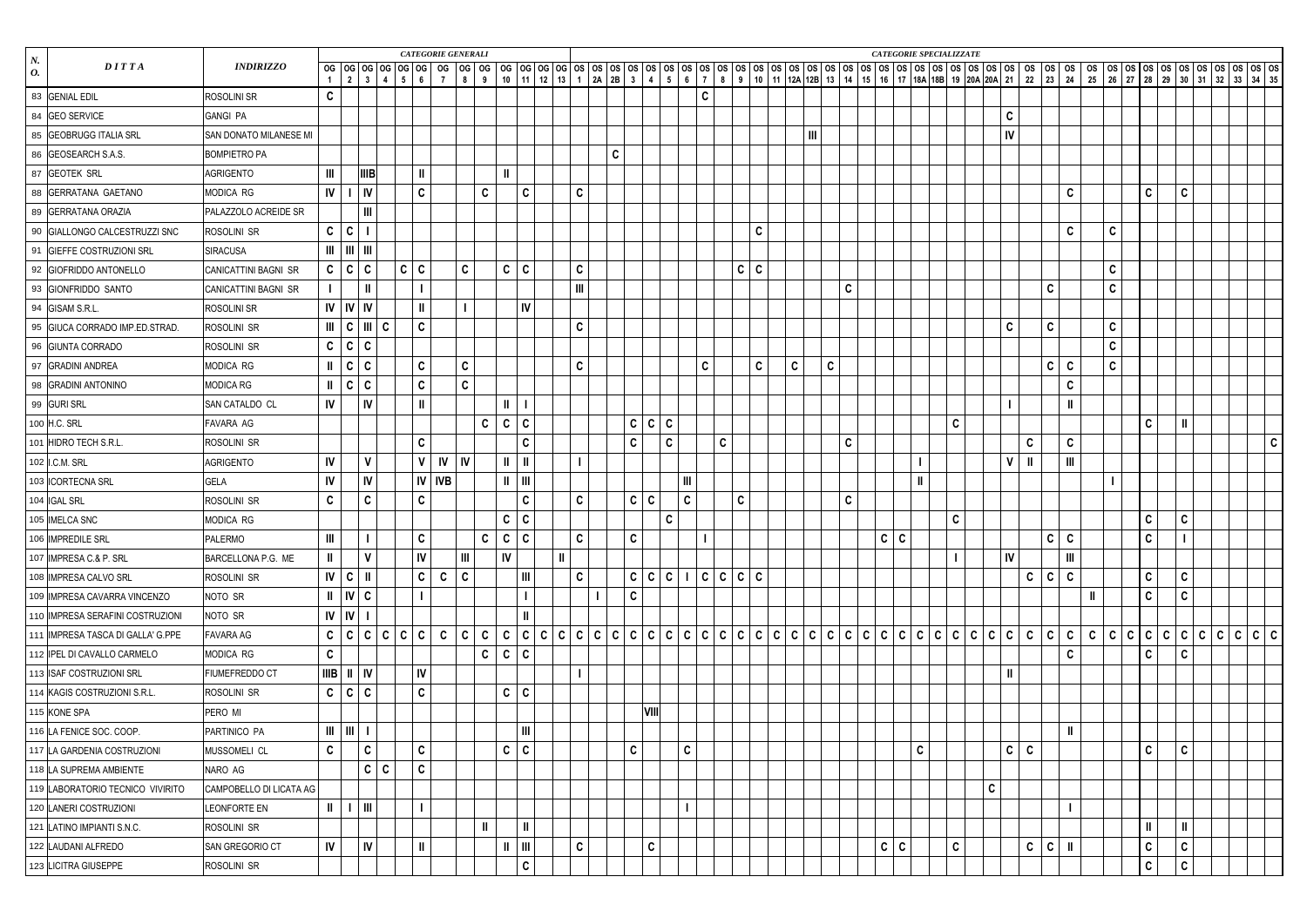| N. O. | DITTA | INDIRIZZO | CATEGORIE GENERALI | | | | | | | | | | | | | CATEGORIE SPECIALIZZATE | | | | | | | | | | | | | | | | | | | | | | | | | | | | | | | | | | | | | | |
|---|---|---|---|---|---|---|---|---|---|---|---|---|---|---|---|---|---|---|---|---|---|---|---|---|---|---|---|---|---|---|---|---|---|---|---|---|---|---|---|---|---|---|---|---|---|---|---|---|---|---|---|---|---|---|
| | | | OG 1 | OG 2 | OG 3 | OG 4 | OG 5 | OG 6 | OG 7 | OG 8 | OG 9 | OG 10 | OG 11 | OG 12 | OG 13 | OS 1 | OS 2A | OS 2B | OS 3 | OS 4 | OS 5 | OS 6 | OS 7 | OS 8 | OS 9 | OS 10 | OS 11 | OS 12A | OS 12B | OS 13 | OS 14 | OS 15 | OS 16 | OS 17 | OS 18A | OS 18B | OS 19 | OS 20A | OS 20A | OS 21 | OS 22 | OS 23 | OS 24 | OS 25 | OS 26 | OS 27 | OS 28 | OS 29 | OS 30 | OS 31 | OS 32 | OS 33 | OS 34 | OS 35 |
| 83 | GENIAL EDIL | ROSOLINI SR | C | | | | | | | | | | | | | | | | | | | | C | | | | | | | | | | | | | | | | | | | | | | | | | | | | | | | |
| 84 | GEO SERVICE | GANGI PA | | | | | | | | | | | | | | | | | | | | | | | | | | | | | | | | | | | | | | C | | | | | | | | | | | | | | |
| 85 | GEOBRUGG ITALIA SRL | SAN DONATO MILANESE MI | | | | | | | | | | | | | | | | | | | | | | | | | | | III | | | | | | | | | | | IV | | | | | | | | | | | | | | |
| 86 | GEOSEARCH S.A.S. | BOMPIETRO PA | | | | | | | | | | | | | | | C | | | | | | | | | | | | | | | | | | | | | | | | | | | | | | | | | | | | | |
| 87 | GEOTEK SRL | AGRIGENTO | III | | IIIB | | | II | | | II | | | | | | | | | | | | | | | | | | | | | | | | | | | | | | | | | | | | | | | | | | | |
| 88 | GERRATANA GAETANO | MODICA RG | IV | I | IV | | | C | | C | | | C | | | C | | | | | | | | | | | | | | | | | | | | | | | | | | | C | | | | C | | C | | | | | |
| 89 | GERRATANA ORAZIA | PALAZZOLO ACREIDE SR | | | III | | | | | | | | | | | | | | | | | | | | | | | | | | | | | | | | | | | | | | | | | | | | | | | | | |
| 90 | GIALLONGO CALCESTRUZZI SNC | ROSOLINI SR | C | C | I | | | | | | | | | | | | | | | | | | | | | C | | | | | | | | | | | | | | | | | C | | C | | | | | | | | | |
| 91 | GIEFFE COSTRUZIONI SRL | SIRACUSA | III | III | III | | | | | | | | | | | | | | | | | | | | | | | | | | | | | | | | | | | | | | | | | | | | | | | | | |
| 92 | GIOFRIDDO ANTONELLO | CANICATTINI BAGNI SR | C | C | C | | C | C | | C | | C | C | | | C | | | | | | | | | C | C | | | | | | | | | | | | | | | | | | | C | | | | | | | | | |
| 93 | GIONFRIDDO SANTO | CANICATTINI BAGNI SR | I | | II | | | I | | | | | | | | III | | | | | | | | | | | | | | | C | | | | | | | | | | | C | | | C | | | | | | | | | |
| 94 | GISAM S.R.L. | ROSOLINI SR | IV | IV | IV | | | II | | I | | | IV | | | | | | | | | | | | | | | | | | | | | | | | | | | | | | | | | | | | | | | | | |
| 95 | GIUCA CORRADO IMP.ED.STRAD. | ROSOLINI SR | III | C | III | C | | C | | | | | | | | C | | | | | | | | | | | | | | | | | | | | | | | | C | | C | | | C | | | | | | | | | |
| 96 | GIUNTA CORRADO | ROSOLINI SR | C | C | C | | | | | | | | | | | | | | | | | | | | | | | | | | | | | | | | | | | | | | | | C | | | | | | | | | |
| 97 | GRADINI ANDREA | MODICA RG | II | C | C | | | C | | C | | | | | | C | | | | | | | C | | C | | | C | | C | | | | | | | | | | | | C | C | | C | | | | | | | | | |
| 98 | GRADINI ANTONINO | MODICA RG | II | C | C | | | C | | C | | | | | | | | | | | | | | | | | | | | | | | | | | | | | | | | | C | | | | | | | | | | | |
| 99 | GURI SRL | SAN CATALDO CL | IV | | IV | | | II | | | | II | I | | | | | | | | | | | | | | | | | | | | | | | | | | | I | | | II | | | | | | | | | | | |
| 100 | H.C. SRL | FAVARA AG | | | | | | | | | C | C | C | | | | | | C | C | C | | | | | | | | | | | | | | | | | C | | | | | | | | | | C | | II | | | | | |
| 101 | HIDRO TECH S.R.L. | ROSOLINI SR | | | | | | C | | | | | C | | | | | | C | | C | | | C | | | | | | | | C | | | | | | | | | | C | | C | | | | | | | | | | | C |
| 102 | I.C.M. SRL | AGRIGENTO | IV | | V | | | V | IV | IV | | II | II | | | I | | | | | | | | | | | | | | | | | | | | | I | | | | V | II | | III | | | | | | | | | | | |
| 103 | ICORTECNA SRL | GELA | IV | | IV | | | IV | IVB | | | II | III | | | | | | | | | III | | | | | | | | | | | | | | II | | | | | | | | | | I | | | | | | | | | |
| 104 | IGAL SRL | ROSOLINI SR | C | | C | | | C | | | | | C | | | C | | | C | C | | C | | | C | | | | | | | C | | | | | | | | | | | | | | | | | | | | | | | |
| 105 | IMELCA SNC | MODICA RG | | | | | | | | | | C | C | | | | | | | | C | | | | | | | | | | | | | | | | | C | | | | | | | | | | C | | C | | | | | |
| 106 | IMPREDILE SRL | PALERMO | III | | I | | | C | | | C | C | C | | | C | | | C | | | | I | | | | | | | | | | | C | C | | | | | | | | C | C | | | | C | | I | | | | | |
| 107 | IMPRESA C.& P. SRL | BARCELLONA P.G. ME | II | | V | | | IV | | III | | IV | | | II | | | | | | | | | | | | | | | | | | | | | | | | I | | IV | | | III | | | | | | | | | | | |
| 108 | IMPRESA CALVO SRL | ROSOLINI SR | IV | C | II | | | C | C | C | | | III | | | C | | | C | C | C | I | C | C | C | C | | | | | | | | | | | | | | | | C | C | C | | | | C | | C | | | | | |
| 109 | IMPRESA CAVARRA VINCENZO | NOTO SR | II | IV | C | | | I | | | | | I | | | | I | | C | | | | | | | | | | | | | | | | | | | | | | | | | | II | | | C | | C | | | | | |
| 110 | IMPRESA SERAFINI COSTRUZIONI | NOTO SR | IV | IV | I | | | | | | | | II | | | | | | | | | | | | | | | | | | | | | | | | | | | | | | | | | | | | | | | | | | |
| 111 | IMPRESA TASCA DI GALLA' G.PPE | FAVARA AG | C | C | C | C | C | C | C | C | C | C | C | C | C | C | C | C | C | C | C | C | C | C | C | C | C | C | C | C | C | C | C | C | C | C | C | C | C | C | C | C | C | C | C | C | C | C | C | C | C | C | C | C | C |
| 112 | IPEL DI CAVALLO CARMELO | MODICA RG | C | | | | | | | | C | C | C | | | | | | | | | | | | | | | | | | | | | | | | | | | | | | | C | | | | C | | C | | | | | |
| 113 | ISAF COSTRUZIONI SRL | FIUMEFREDDO CT | IIIB | II | IV | | | IV | | | | | | | | I | | | | | | | | | | | | | | | | | | | | | | | | | II | | | | | | | | | | | | | | |
| 114 | KAGIS COSTRUZIONI S.R.L. | ROSOLINI SR | C | C | C | | | C | | | | C | C | | | | | | | | | | | | | | | | | | | | | | | | | | | | | | | | | | | | | | | | | | |
| 115 | KONE SPA | PERO MI | | | | | | | | | | | | | | | | | | VIII | | | | | | | | | | | | | | | | | | | | | | | | | | | | | | | | | | | |
| 116 | LA FENICE SOC. COOP. | PARTINICO PA | III | III | I | | | | | | | | III | | | | | | | | | | | | | | | | | | | | | | | | | | | | | | | II | | | | | | | | | | | |
| 117 | LA GARDENIA COSTRUZIONI | MUSSOMELI CL | C | | C | | | C | | | | C | C | | | | | | C | | | C | | | | | | | | | | | | | | C | | | | | C | C | | | | | | C | | C | | | | | |
| 118 | LA SUPREMA AMBIENTE | NARO AG | | | C | C | | C | | | | | | | | | | | | | | | | | | | | | | | | | | | | | | | | | | | | | | | | | | | | | | | |
| 119 | LABORATORIO TECNICO VIVIRITO | CAMPOBELLO DI LICATA AG | | | | | | | | | | | | | | | | | | | | | | | | | | | | | | | | | | | | | | C | | | | | | | | | | | | | | | |
| 120 | LANERI COSTRUZIONI | LEONFORTE EN | II | I | III | | | I | | | | | | | | | | | | | | I | | | | | | | | | | | | | | | | | | | | | | I | | | | | | | | | | | |
| 121 | LATINO IMPIANTI S.N.C. | ROSOLINI SR | | | | | | | | | II | | II | | | | | | | | | | | | | | | | | | | | | | | | | | | | | | | | | | | II | | II | | | | | |
| 122 | LAUDANI ALFREDO | SAN GREGORIO CT | IV | | IV | | | II | | | | II | III | | | C | | | | C | | | | | | | | | | | | | | C | C | | | C | | | | C | C | II | | | | C | | C | | | | | |
| 123 | LICITRA GIUSEPPE | ROSOLINI SR | | | | | | | | | | | C | | | | | | | | | | | | | | | | | | | | | | | | | | | | | | | | | | | C | | C | | | | | |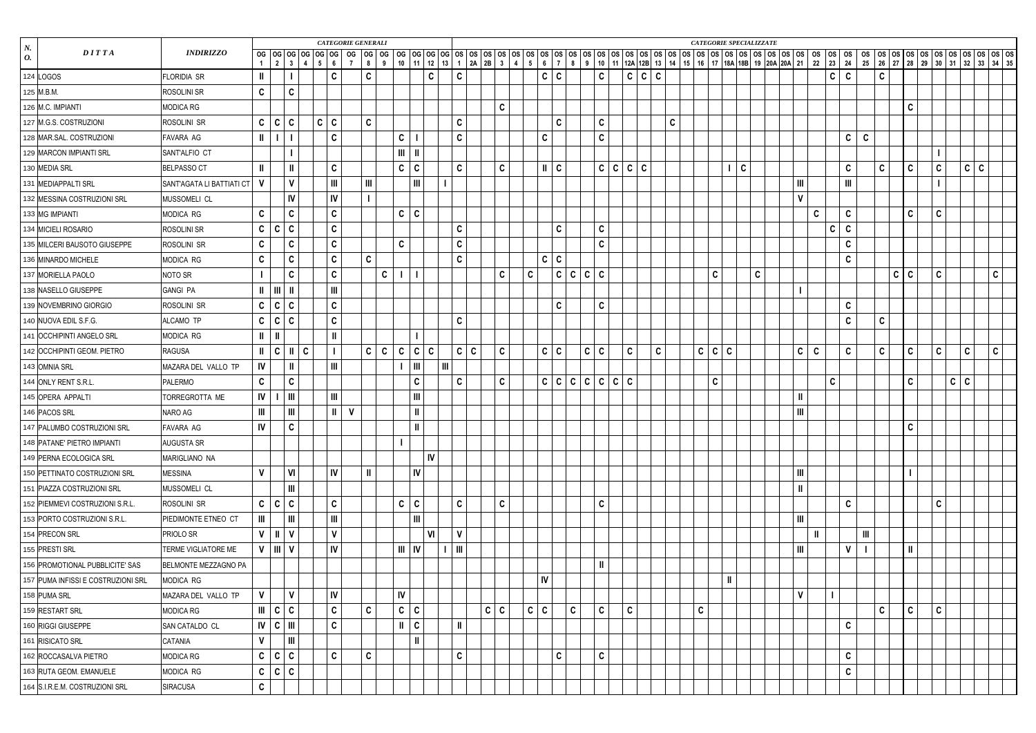| N. O. | DITTA | INDIRIZZO | CATEGORIE GENERALI | | | | | | | | | | | | | CATEGORIE SPECIALIZZATE | | | | | | | | | | | | | | | | | | | | | | | | | | | | | | | | | | | | | | |
|---|---|---|---|---|---|---|---|---|---|---|---|---|---|---|---|---|---|---|---|---|---|---|---|---|---|---|---|---|---|---|---|---|---|---|---|---|---|---|---|---|---|---|---|---|---|---|---|---|---|---|---|---|---|---|
| | | | OG 1 | OG 2 | OG 3 | OG 4 | OG 5 | OG 6 | OG 7 | OG 8 | OG 9 | OG 10 | OG 11 | OG 12 | OG 13 | OS 1 | OS 2A | OS 2B | OS 3 | OS 4 | OS 5 | OS 6 | OS 7 | OS 8 | OS 9 | OS 10 | OS 11 | OS 12A | OS 12B | OS 13 | OS 14 | OS 15 | OS 16 | OS 17 | OS 18A | OS 18B | OS 19 | OS 20A | OS 20A | OS 21 | OS 22 | OS 23 | OS 24 | OS 25 | OS 26 | OS 27 | OS 28 | OS 29 | OS 30 | OS 31 | OS 32 | OS 33 | OS 34 | OS 35 |
| 124 | LOGOS | FLORIDIA SR | II | | I | | | C | | C | | | | C | | C | | | | | | C | C | | | C | | C | C | C | | | | | | | | | | | | C | C | | C | | | | | | | | | |
| 125 | M.B.M. | ROSOLINI SR | C | | C | | | | | | | | | | | | | | | | | | | | | | | | | | | | | | | | | | | | | | | | | | | | | | | | | |
| 126 | M.C. IMPIANTI | MODICA RG | | | | | | | | | | | | | | | | | C | | | | | | | | | | | | | | | | | | | | | | | | | | | | C | | | | | | | |
| 127 | M.G.S. COSTRUZIONI | ROSOLINI SR | C | C | C | | C | C | | C | | | | | | C | | | | | | | C | | | C | | | | | C | | | | | | | | | | | | | | | | | | | | | | | |
| 128 | MAR.SAL. COSTRUZIONI | FAVARA AG | II | I | I | | | C | | | | C | I | | | C | | | | | C | | | | | C | | | | | | | | | | | | | | | | | C | C | | | | | | | | | | |
| 129 | MARCON IMPIANTI SRL | SANT'ALFIO CT | | | I | | | | | | | III | II | | | | | | | | | | | | | | | | | | | | | | | | | | | | | | | | | | | | I | | | | | |
| 130 | MEDIA SRL | BELPASSO CT | II | | II | | | C | | | | C | C | | | C | | | C | | | II | C | | | C | C | C | C | | | | | | I | C | | | | | | | C | | C | | C | | C | | C | C | | |
| 131 | MEDIAPPALTI SRL | SANT'AGATA LI BATTIATI CT | V | | V | | | III | | III | | | III | | I | | | | | | | | | | | | | | | | | | | | | | | | | III | | | III | | | | | | I | | | | | |
| 132 | MESSINA COSTRUZIONI SRL | MUSSOMELI CL | | | IV | | | IV | | I | | | | | | | | | | | | | | | | | | | | | | | | | | | | | | V | | | | | | | | | | | | | | |
| 133 | MG IMPIANTI | MODICA RG | C | | C | | | C | | | | C | C | | | | | | | | | | | | | | | | | | | | | | | | | | | | C | | C | | | | C | | C | | | | | |
| 134 | MICIELI ROSARIO | ROSOLINI SR | C | C | C | | | C | | | | | | | | C | | | | | | | C | | | C | | | | | | | | | | | | | | | | C | C | | | | | | | | | | | |
| 135 | MILCERI BAUSOTO GIUSEPPE | ROSOLINI SR | C | | C | | | C | | | | C | | | | C | | | | | | | | | | C | | | | | | | | | | | | | | | | | C | | | | | | | | | | | |
| 136 | MINARDO MICHELE | MODICA RG | C | | C | | | C | | C | | | | | | C | | | | | | C | C | | | | | | | | | | | | | | | | | | | | C | | | | | | | | | | | |
| 137 | MORIELLA PAOLO | NOTO SR | I | | C | | | C | | | C | I | I | | | | | | C | | C | | C | C | C | C | | | | | | | | C | | | C | | | | | | | | | C | C | | C | | | | C | |
| 138 | NASELLO GIUSEPPE | GANGI PA | II | III | II | | | III | | | | | | | | | | | | | | | | | | | | | | | | | | | | | | | | I | | | | | | | | | | | | | | |
| 139 | NOVEMBRINO GIORGIO | ROSOLINI SR | C | C | C | | | C | | | | | | | | | | | | | | | C | | | C | | | | | | | | | | | | | | | | | C | | | | | | | | | | | |
| 140 | NUOVA EDIL S.F.G. | ALCAMO TP | C | C | C | | | C | | | | | | | | C | | | | | | | | | | | | | | | | | | | | | | | | | | | C | | C | | | | | | | | | |
| 141 | OCCHIPINTI ANGELO SRL | MODICA RG | II | II | | | | II | | | | | I | | | | | | | | | | | | | | | | | | | | | | | | | | | | | | | | | | | | | | | | | |
| 142 | OCCHIPINTI GEOM. PIETRO | RAGUSA | II | C | II | C | | I | | C | C | C | C | C | | C | C | | C | | | C | C | | C | C | | C | | C | | | C | C | C | | | | | C | C | | C | | C | | C | | C | | C | | C | |
| 143 | OMNIA SRL | MAZARA DEL VALLO TP | IV | | II | | | III | | | | I | III | | III | | | | | | | | | | | | | | | | | | | | | | | | | | | | | | | | | | | | | | | |
| 144 | ONLY RENT S.R.L. | PALERMO | C | | C | | | | | | | | C | | | C | | | C | | | C | C | C | C | C | C | C | | | | | | C | | | | | | | | C | | | | | C | | | C | C | | | |
| 145 | OPERA APPALTI | TORREGROTTA ME | IV | I | III | | | III | | | | | III | | | | | | | | | | | | | | | | | | | | | | | | | | | II | | | | | | | | | | | | | | |
| 146 | PACOS SRL | NARO AG | III | | III | | | II | V | | | | II | | | | | | | | | | | | | | | | | | | | | | | | | | | III | | | | | | | | | | | | | | |
| 147 | PALUMBO COSTRUZIONI SRL | FAVARA AG | IV | | C | | | | | | | | II | | | | | | | | | | | | | | | | | | | | | | | | | | | | | | | | | | C | | | | | | | |
| 148 | PATANE' PIETRO IMPIANTI | AUGUSTA SR | | | | | | | | | | I | | | | | | | | | | | | | | | | | | | | | | | | | | | | | | | | | | | | | | | | | | |
| 149 | PERNA ECOLOGICA SRL | MARIGLIANO NA | | | | | | | | | | | | IV | | | | | | | | | | | | | | | | | | | | | | | | | | | | | | | | | | | | | | | | |
| 150 | PETTINATO COSTRUZIONI SRL | MESSINA | V | | VI | | | IV | | II | | | IV | | | | | | | | | | | | | | | | | | | | | | | | | | | III | | | | | | | I | | | | | | | |
| 151 | PIAZZA COSTRUZIONI SRL | MUSSOMELI CL | | | III | | | | | | | | | | | | | | | | | | | | | | | | | | | | | | | | | | | II | | | | | | | | | | | | | | |
| 152 | PIEMMEVI COSTRUZIONI S.R.L. | ROSOLINI SR | C | C | C | | | C | | | | C | C | | | C | | | C | | | | | | | C | | | | | | | | | | | | | | | | | C | | | | | | C | | | | | |
| 153 | PORTO COSTRUZIONI S.R.L. | PIEDIMONTE ETNEO CT | III | | III | | | III | | | | | III | | | | | | | | | | | | | | | | | | | | | | | | | | | III | | | | | | | | | | | | | | |
| 154 | PRECON SRL | PRIOLO SR | V | II | V | | | V | | | | | | VI | | V | | | | | | | | | | | | | | | | | | | | | | | | | II | | | III | | | | | | | | | | |
| 155 | PRESTI SRL | TERME VIGLIATORE ME | V | III | V | | | IV | | | | III | IV | | I | III | | | | | | | | | | | | | | | | | | | | | | | | III | | | V | I | | | II | | | | | | | |
| 156 | PROMOTIONAL PUBBLICITE' SAS | BELMONTE MEZZAGNO PA | | | | | | | | | | | | | | | | | | | | | | | | II | | | | | | | | | | | | | | | | | | | | | | | | | | | | |
| 157 | PUMA INFISSI E COSTRUZIONI SRL | MODICA RG | | | | | | | | | | | | | | | | | | | | IV | | | | | | | | | | | | | II | | | | | | | | | | | | | | | | | | | |
| 158 | PUMA SRL | MAZARA DEL VALLO TP | V | | V | | | IV | | | | IV | | | | | | | | | | | | | | | | | | | | | | | | | | | | V | I | | | | | | | | | | | | | |
| 159 | RESTART SRL | MODICA RG | III | C | C | | | C | | C | | C | C | | | | | C | C | | C | C | | C | | C | | C | | | | | C | | | | | | | | | | | | C | | C | | C | | | | | |
| 160 | RIGGI GIUSEPPE | SAN CATALDO CL | IV | C | III | | | C | | | | II | C | | | II | | | | | | | | | | | | | | | | | | | | | | | | | | | C | | | | | | | | | | | |
| 161 | RISICATO SRL | CATANIA | V | | III | | | | | | | | II | | | | | | | | | | | | | | | | | | | | | | | | | | | | | | | | | | | | | | | | | |
| 162 | ROCCASALVA PIETRO | MODICA RG | C | C | C | | | C | | C | | | | | | C | | | | | | | C | | | C | | | | | | | | | | | | | | | | | C | | | | | | | | | | | |
| 163 | RUTA GEOM. EMANUELE | MODICA RG | C | C | C | | | | | | | | | | | | | | | | | | | | | | | | | | | | | | | | | | | | | | C | | | | | | | | | | | |
| 164 | S.I.R.E.M. COSTRUZIONI SRL | SIRACUSA | C | | | | | | | | | | | | | | | | | | | | | | | | | | | | | | | | | | | | | | | | | | | | | | | | | | | |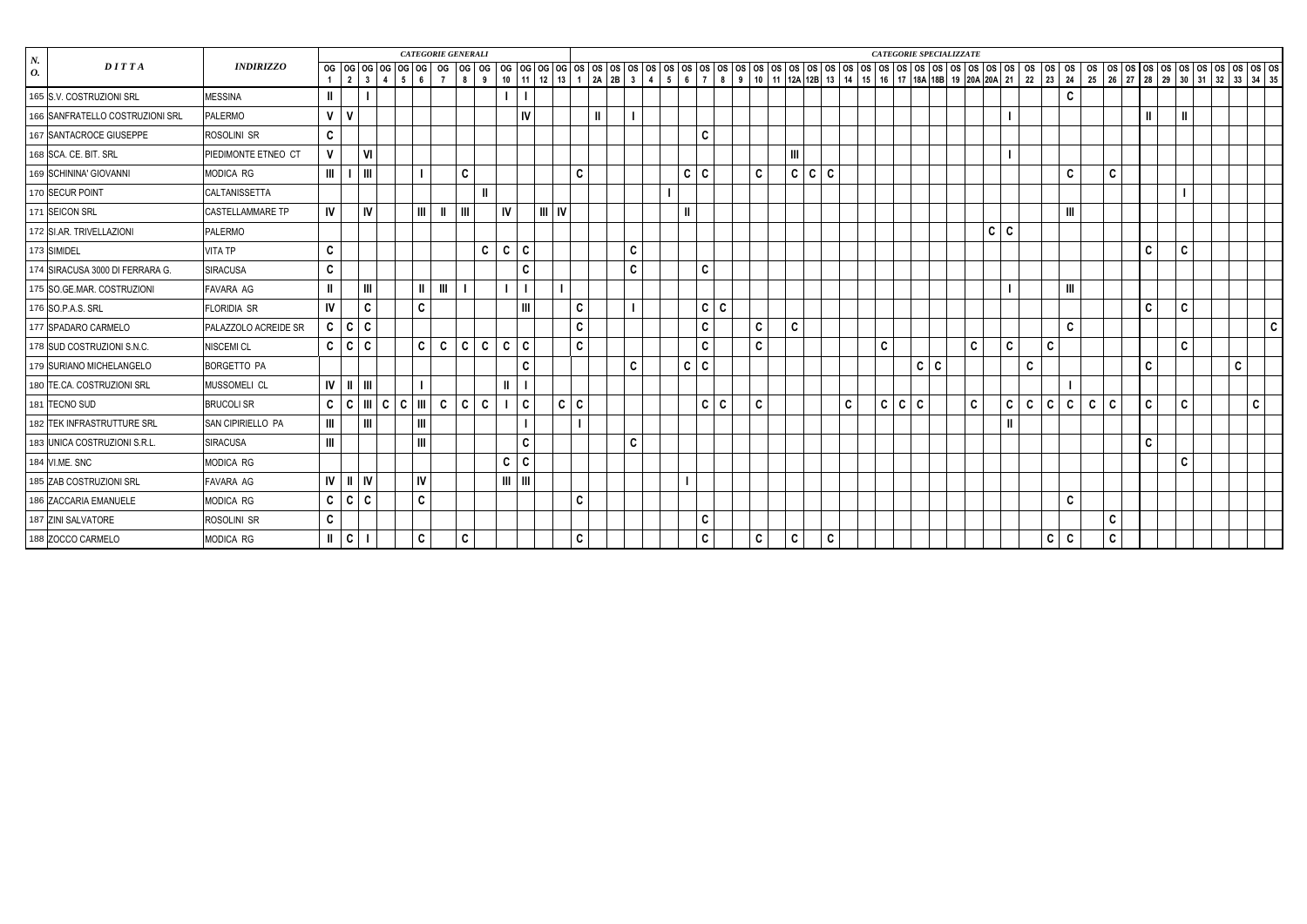| N. O. | DITTA | INDIRIZZO | CATEGORIE GENERALI | | | | | | | | | | | | | CATEGORIE SPECIALIZZATE | | | | | | | | | | | | | | | | | | | | | | | | | | | | | | | | | | | | | | |
|---|---|---|---|---|---|---|---|---|---|---|---|---|---|---|---|---|---|---|---|---|---|---|---|---|---|---|---|---|---|---|---|---|---|---|---|---|---|---|---|---|---|---|---|---|---|---|---|---|---|---|---|---|---|---|
| | | | OG 1 | OG 2 | OG 3 | OG 4 | OG 5 | OG 6 | OG 7 | OG 8 | OG 9 | OG 10 | OG 11 | OG 12 | OG 13 | OS 1 | OS 2A | OS 2B | OS 3 | OS 4 | OS 5 | OS 6 | OS 7 | OS 8 | OS 9 | OS 10 | OS 11 | OS 12A | OS 12B | OS 13 | OS 14 | OS 15 | OS 16 | OS 17 | OS 18A | OS 18B | OS 19 | OS 20A | OS 20A | OS 21 | OS 22 | OS 23 | OS 24 | OS 25 | OS 26 | OS 27 | OS 28 | OS 29 | OS 30 | OS 31 | OS 32 | OS 33 | OS 34 | OS 35 |
| 165 | S.V. COSTRUZIONI SRL | MESSINA | II | | I | | | | | | | I | I | | | | | | | | | | | | | | | | | | | | | | | | | | | | | | C | | | | | | | | | | | |
| 166 | SANFRATELLO COSTRUZIONI SRL | PALERMO | V | V | | | | | | | | | IV | | | | II | | I | | | | | | | | | | | | | | | | | | | | | I | | | | | | | II | | II | | | | | |
| 167 | SANTACROCE GIUSEPPE | ROSOLINI SR | C | | | | | | | | | | | | | | | | | | | | C | | | | | | | | | | | | | | | | | | | | | | | | | | | | | | | |
| 168 | SCA. CE. BIT. SRL | PIEDIMONTE ETNEO CT | V | | VI | | | | | | | | | | | | | | | | | | | | | | | III | | | | | | | | | | | | I | | | | | | | | | | | | | | |
| 169 | SCHININA' GIOVANNI | MODICA RG | III | I | III | | | I | | C | | | | | | C | | | | | | C | C | | | C | | C | C | C | | | | | | | | | | | | | C | | C | | | | | | | | | |
| 170 | SECUR POINT | CALTANISSETTA | | | | | | | | | II | | | | | | | | | | I | | | | | | | | | | | | | | | | | | | | | | | | | | | | I | | | | | |
| 171 | SEICON SRL | CASTELLAMMARE TP | IV | | IV | | | III | II | III | | IV | | III | IV | | | | | | | II | | | | | | | | | | | | | | | | | | | | | III | | | | | | | | | | | |
| 172 | SI.AR. TRIVELLAZIONI | PALERMO | | | | | | | | | | | | | | | | | | | | | | | | | | | | | | | | | | | | | C | C | | | | | | | | | | | | | | |
| 173 | SIMIDEL | VITA TP | C | | | | | | | | C | C | C | | | | | | C | | | | | | | | | | | | | | | | | | | | | | | | | | | | C | | C | | | | | |
| 174 | SIRACUSA 3000 DI FERRARA G. | SIRACUSA | C | | | | | | | | | | C | | | | | | C | | | | C | | | | | | | | | | | | | | | | | | | | | | | | | | | | | | | |
| 175 | SO.GE.MAR. COSTRUZIONI | FAVARA AG | II | | III | | | II | III | I | | I | I | | I | | | | | | | | | | | | | | | | | | | | | | | | | I | | | III | | | | | | | | | | | |
| 176 | SO.P.A.S. SRL | FLORIDIA SR | IV | | C | | | C | | | | | III | | | C | | | I | | | | C | C | | | | | | | | | | | | | | | | | | | | | | | C | | C | | | | | |
| 177 | SPADARO CARMELO | PALAZZOLO ACREIDE SR | C | C | C | | | | | | | | | | | C | | | | | | | C | | | C | | C | | | | | | | | | | | | | | | C | | | | | | | | | | | C |
| 178 | SUD COSTRUZIONI S.N.C. | NISCEMI CL | C | C | C | | | C | C | C | C | C | C | | | C | | | | | | | C | | | C | | | | | | | C | | | | | C | | C | | C | | | | | | | C | | | | | |
| 179 | SURIANO MICHELANGELO | BORGETTO PA | | | | | | | | | | | C | | | | | | C | | | C | C | | | | | | | | | | | | | C | C | | | | C | | | | | | C | | | | | C | | |
| 180 | TE.CA. COSTRUZIONI SRL | MUSSOMELI CL | IV | II | III | | | I | | | | II | I | | | | | | | | | | | | | | | | | | | | | | | | | | | | | | I | | | | | | | | | | | |
| 181 | TECNO SUD | BRUCOLI SR | C | C | III | C | C | III | C | C | C | I | C | | C | C | | | | | | | C | C | | C | | | | | C | | C | C | C | | | C | | C | C | C | C | C | C | | C | | C | | | | C | |
| 182 | TEK INFRASTRUTTURE SRL | SAN CIPIRIELLO PA | III | | III | | | III | | | | | I | | | I | | | | | | | | | | | | | | | | | | | | | | | | II | | | | | | | | | | | | | | |
| 183 | UNICA COSTRUZIONI S.R.L. | SIRACUSA | III | | | | | III | | | | | C | | | | | | C | | | | | | | | | | | | | | | | | | | | | | | | | | | | C | | | | | | | |
| 184 | VI.ME. SNC | MODICA RG | | | | | | | | | | C | C | | | | | | | | | | | | | | | | | | | | | | | | | | | | | | | | | | | | C | | | | | |
| 185 | ZAB COSTRUZIONI SRL | FAVARA AG | IV | II | IV | | | IV | | | | III | III | | | | | | | | I | | | | | | | | | | | | | | | | | | | | | | | | | | | | | | | | | |
| 186 | ZACCARIA EMANUELE | MODICA RG | C | C | C | | | C | | | | | | | | C | | | | | | | | | | | | | | | | | | | | | | | | | | | C | | | | | | | | | | | |
| 187 | ZINI SALVATORE | ROSOLINI SR | C | | | | | | | | | | | | | | | | | | | | C | | | | | | | | | | | | | | | | | | | | | | C | | | | | | | | | |
| 188 | ZOCCO CARMELO | MODICA RG | II | C | I | | | C | | C | | | | | | C | | | | | | | C | | | C | | C | | C | | | | | | | | | | | | C | C | | C | | | | | | | | | |